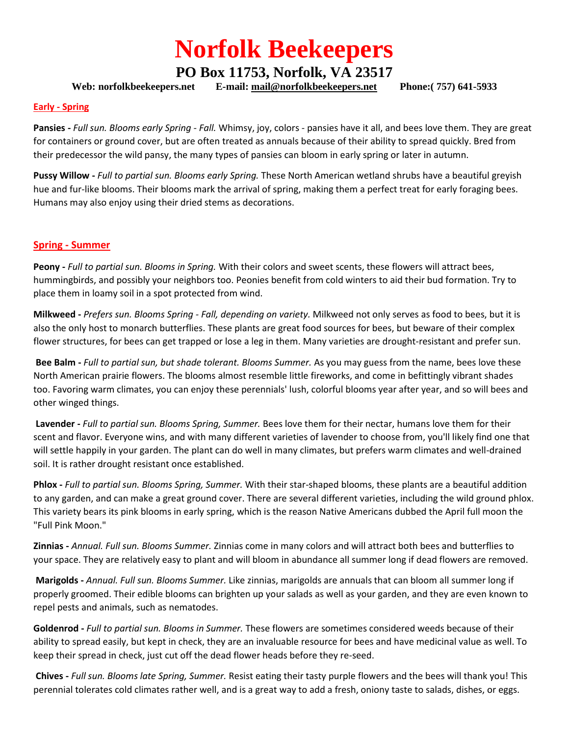# Norfolk Beekeepers

## PO Box 11753, Norfolk, VA 23517

**Web: norfolkbeekeepers.net E-mail: mail@norfolkbeekeepers.net Phone:( 757) 641-5933**

### Early - Spring

**Pansies -** *Full sun. Blooms early Spring - Fall.* Whimsy, joy, colors - pansies have it all, and bees love them. They are great for containers or ground cover, but are often treated as annuals because of their ability to spread quickly. Bred from their predecessor the wild pansy, the many types of pansies can bloom in early spring or later in autumn.

**Pussy Willow -** *Full to partial sun. Blooms early Spring.* These North American wetland shrubs have a beautiful greyish hue and fur-like blooms. Their blooms mark the arrival of spring, making them a perfect treat for early foraging bees. Humans may also enjoy using their dried stems as decorations.

### Spring - Summer

**Peony -** *Full to partial sun. Blooms in Spring.* With their colors and sweet scents, these flowers will attract bees, hummingbirds, and possibly your neighbors too. Peonies benefit from cold winters to aid their bud formation. Try to place them in loamy soil in a spot protected from wind.

**Milkweed -** *Prefers sun. Blooms Spring - Fall, depending on variety.* Milkweed not only serves as food to bees, but it is also the only host to monarch butterflies. These plants are great food sources for bees, but beware of their complex flower structures, for bees can get trapped or lose a leg in them. Many varieties are drought-resistant and prefer sun.

**Bee Balm -** *Full to partial sun, but shade tolerant. Blooms Summer.* As you may guess from the name, bees love these North American prairie flowers. The blooms almost resemble little fireworks, and come in befittingly vibrant shades too. Favoring warm climates, you can enjoy these perennials' lush, colorful blooms year after year, and so will bees and other winged things.

**Lavender -** *Full to partial sun. Blooms Spring, Summer.* Bees love them for their nectar, humans love them for their scent and flavor. Everyone wins, and with many different varieties of lavender to choose from, you'll likely find one that will settle happily in your garden. The plant can do well in many climates, but prefers warm climates and well-drained soil. It is rather drought resistant once established.

**Phlox -** *Full to partial sun. Blooms Spring, Summer.* With their star-shaped blooms, these plants are a beautiful addition to any garden, and can make a great ground cover. There are several different varieties, including the wild ground phlox. This variety bears its pink blooms in early spring, which is the reason Native Americans dubbed the April full moon the "Full Pink Moon."

**Zinnias -** *Annual. Full sun. Blooms Summer.* Zinnias come in many colors and will attract both bees and butterflies to your space. They are relatively easy to plant and will bloom in abundance all summer long if dead flowers are removed.

**Marigolds -** *Annual. Full sun. Blooms Summer.* Like zinnias, marigolds are annuals that can bloom all summer long if properly groomed. Their edible blooms can brighten up your salads as well as your garden, and they are even known to repel pests and animals, such as nematodes.

**Goldenrod -** *Full to partial sun. Blooms in Summer.* These flowers are sometimes considered weeds because of their ability to spread easily, but kept in check, they are an invaluable resource for bees and have medicinal value as well. To keep their spread in check, just cut off the dead flower heads before they re-seed.

**Chives -** *Full sun. Blooms late Spring, Summer.* Resist eating their tasty purple flowers and the bees will thank you! This perennial tolerates cold climates rather well, and is a great way to add a fresh, oniony taste to salads, dishes, or eggs.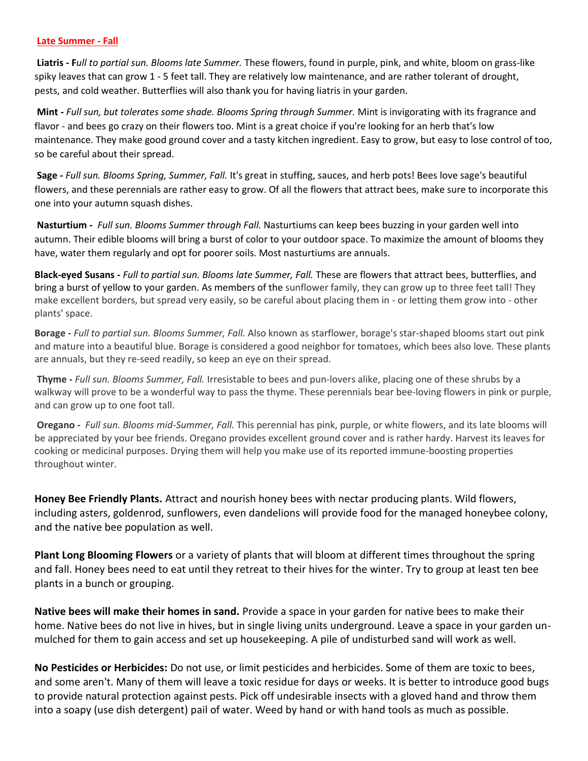**Late Summer - Fall**

**Liatris - F***ull to partial sun. Blooms late Summer.* These flowers, found in purple, pink, and white, bloom on grass-like spiky leaves that can grow 1 - 5 feet tall. They are relatively low maintenance, and are rather tolerant of drought, pests, and cold weather. Butterflies will also thank you for having liatris in your garden.

**Mint -** *Full sun, but tolerates some shade. Blooms Spring through Summer.* Mint is invigorating with its fragrance and flavor - and bees go crazy on their flowers too. Mint is a great choice if you're looking for an herb that's low maintenance. They make good ground cover and a tasty kitchen ingredient. Easy to grow, but easy to lose control of too, so be careful about their spread.

**Sage -** *Full sun. Blooms Spring, Summer, Fall.* It's great in stuffing, sauces, and herb pots! Bees love sage's beautiful flowers, and these perennials are rather easy to grow. Of all the flowers that attract bees, make sure to incorporate this one into your autumn squash dishes.

**Nasturtium -** *Full sun. Blooms Summer through Fall.* Nasturtiums can keep bees buzzing in your garden well into autumn. Their edible blooms will bring a burst of color to your outdoor space. To maximize the amount of blooms they have, water them regularly and opt for poorer soils. Most nasturtiums are annuals.

**Black-eyed Susans -** *Full to partial sun. Blooms late Summer, Fall.* These are flowers that attract bees, butterflies, and bring a burst of yellow to your garden. As members of the sunflower family, they can grow up to three feet tall! They make excellent borders, but spread very easily, so be careful about placing them in - or letting them grow into - other plants' space.

**Borage -** *Full to partial sun. Blooms Summer, Fall.* Also known as starflower, borage's star-shaped blooms start out pink and mature into a beautiful blue. Borage is considered a good neighbor for tomatoes, which bees also love. These plants are annuals, but they re-seed readily, so keep an eye on their spread.

**Thyme -** *Full sun. Blooms Summer, Fall.* Irresistable to bees and pun-lovers alike, placing one of these shrubs by a walkway will prove to be a wonderful way to pass the thyme. These perennials bear bee-loving flowers in pink or purple, and can grow up to one foot tall.

**Oregano -** *Full sun. Blooms mid-Summer, Fall.* This perennial has pink, purple, or white flowers, and its late blooms will be appreciated by your bee friends. Oregano provides excellent ground cover and is rather hardy. Harvest its leaves for cooking or medicinal purposes. Drying them will help you make use of its reported immune-boosting properties throughout winter.

**Honey Bee Friendly Plants.** Attract and nourish honey bees with nectar producing plants. Wild flowers, including asters, goldenrod, sunflowers, even dandelions will provide food for the managed honeybee colony, and the native bee population as well.

**Plant Long Blooming Flowers** or a variety of plants that will bloom at different times throughout the spring and fall. Honey bees need to eat until they retreat to their hives for the winter. Try to group at least ten bee plants in a bunch or grouping.

**Native bees will make their homes in sand.** Provide a space in your garden for native bees to make their home. Native bees do not live in hives, but in single living units underground. Leave a space in your garden un-mulched for them to gain access and set up housekeeping. A pile of undisturbed sand will work as well.

**No Pesticides or Herbicides:** Do not use, or limit pesticides and herbicides. Some of them are toxic to bees, and some aren't. Many of them will leave a toxic residue for days or weeks. It is better to introduce good bugs to provide natural protection against pests. Pick off undesirable insects with a gloved hand and throw them into a soapy (use dish detergent) pail of water. Weed by hand or with hand tools as much as possible.